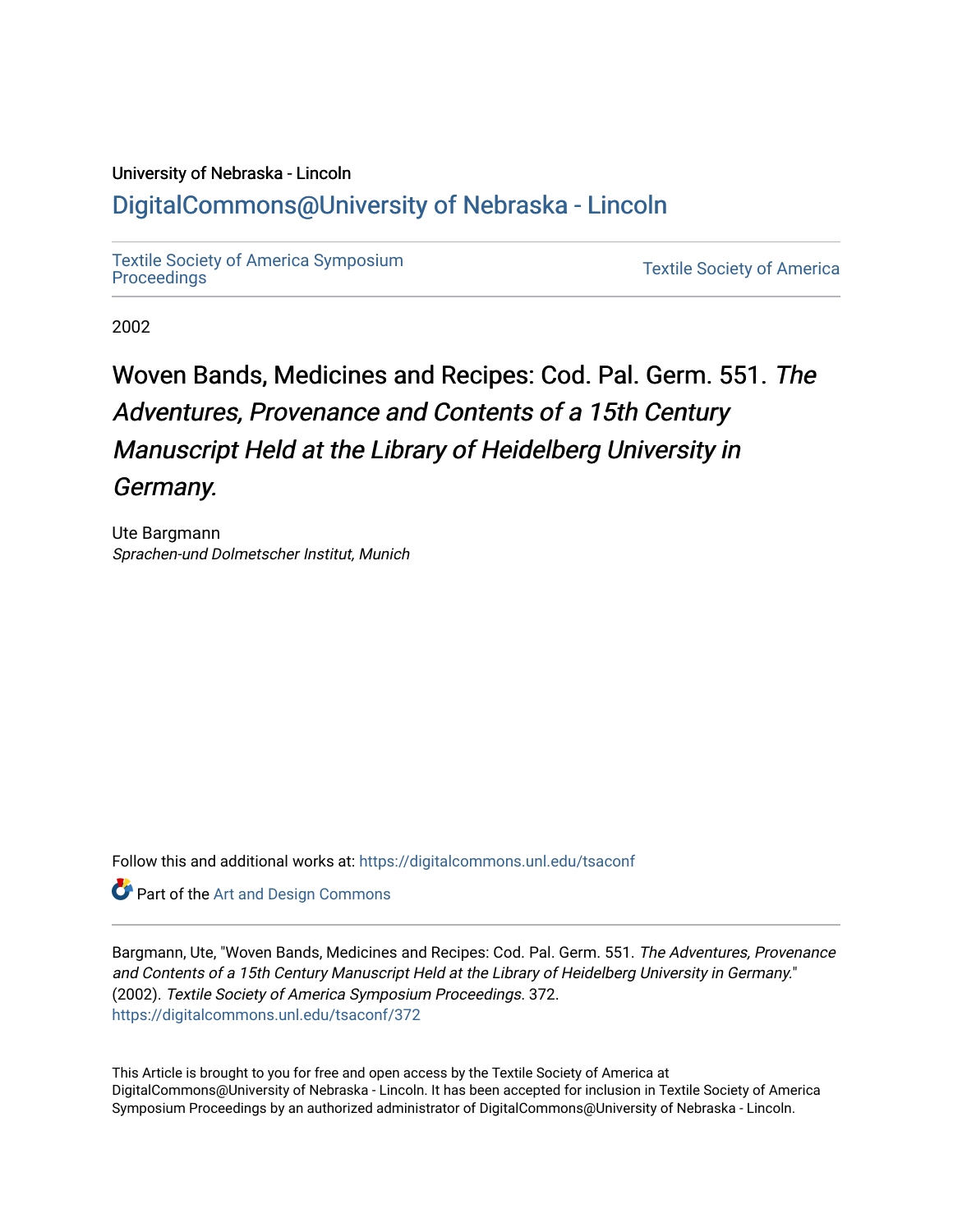University of Nebraska - Lincoln

## DigitalCommons@University of Nebraska - Lincoln

Textile Society of America Symposium Proceedings

Textile Society of America

2002

# Woven Bands, Medicines and Recipes: Cod. Pal. Germ. 551. *The Adventures, Provenance and Contents of a 15th Century Manuscript Held at the Library of Heidelberg University in Germany.*

Ute Bargmann

*Sprachen-und Dolmetscher Institut, Munich*

Follow this and additional works at: https://digitalcommons.unl.edu/tsaconf

Part of the Art and Design Commons

Bargmann, Ute, "Woven Bands, Medicines and Recipes: Cod. Pal. Germ. 551. *The Adventures, Provenance and Contents of a 15th Century Manuscript Held at the Library of Heidelberg University in Germany.*" (2002). *Textile Society of America Symposium Proceedings*. 372.
https://digitalcommons.unl.edu/tsaconf/372

This Article is brought to you for free and open access by the Textile Society of America at DigitalCommons@University of Nebraska - Lincoln. It has been accepted for inclusion in Textile Society of America Symposium Proceedings by an authorized administrator of DigitalCommons@University of Nebraska - Lincoln.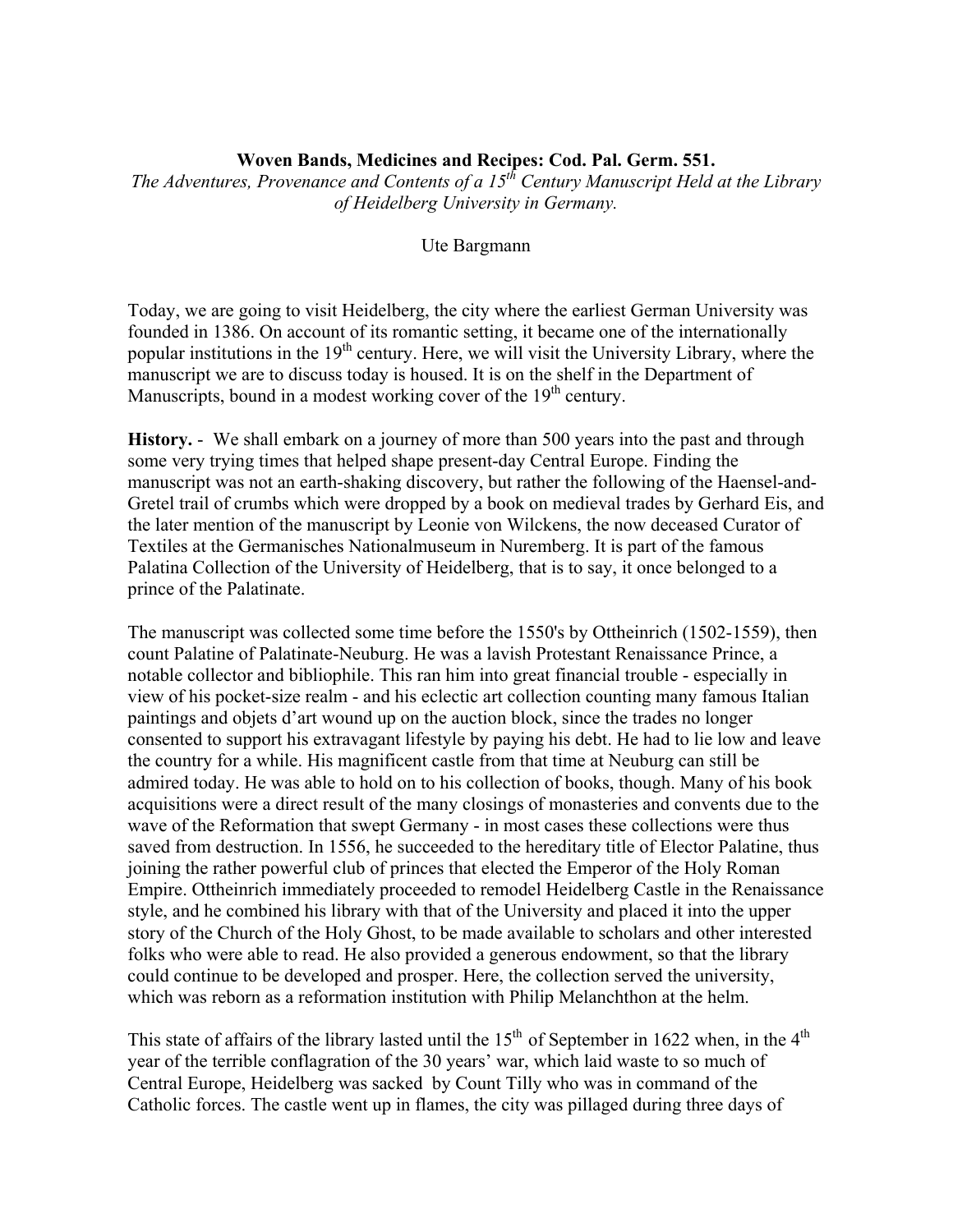**Woven Bands, Medicines and Recipes: Cod. Pal. Germ. 551.**

*The Adventures, Provenance and Contents of a 15th Century Manuscript Held at the Library of Heidelberg University in Germany.*

Ute Bargmann

Today, we are going to visit Heidelberg, the city where the earliest German University was founded in 1386. On account of its romantic setting, it became one of the internationally popular institutions in the 19th century. Here, we will visit the University Library, where the manuscript we are to discuss today is housed. It is on the shelf in the Department of Manuscripts, bound in a modest working cover of the 19th century.

**History.** - We shall embark on a journey of more than 500 years into the past and through some very trying times that helped shape present-day Central Europe. Finding the manuscript was not an earth-shaking discovery, but rather the following of the Haensel-and-Gretel trail of crumbs which were dropped by a book on medieval trades by Gerhard Eis, and the later mention of the manuscript by Leonie von Wilckens, the now deceased Curator of Textiles at the Germanisches Nationalmuseum in Nuremberg. It is part of the famous Palatina Collection of the University of Heidelberg, that is to say, it once belonged to a prince of the Palatinate.

The manuscript was collected some time before the 1550's by Ottheinrich (1502-1559), then count Palatine of Palatinate-Neuburg. He was a lavish Protestant Renaissance Prince, a notable collector and bibliophile. This ran him into great financial trouble - especially in view of his pocket-size realm - and his eclectic art collection counting many famous Italian paintings and objets d'art wound up on the auction block, since the trades no longer consented to support his extravagant lifestyle by paying his debt. He had to lie low and leave the country for a while. His magnificent castle from that time at Neuburg can still be admired today. He was able to hold on to his collection of books, though. Many of his book acquisitions were a direct result of the many closings of monasteries and convents due to the wave of the Reformation that swept Germany - in most cases these collections were thus saved from destruction. In 1556, he succeeded to the hereditary title of Elector Palatine, thus joining the rather powerful club of princes that elected the Emperor of the Holy Roman Empire. Ottheinrich immediately proceeded to remodel Heidelberg Castle in the Renaissance style, and he combined his library with that of the University and placed it into the upper story of the Church of the Holy Ghost, to be made available to scholars and other interested folks who were able to read. He also provided a generous endowment, so that the library could continue to be developed and prosper. Here, the collection served the university, which was reborn as a reformation institution with Philip Melanchthon at the helm.

This state of affairs of the library lasted until the 15th of September in 1622 when, in the 4th year of the terrible conflagration of the 30 years' war, which laid waste to so much of Central Europe, Heidelberg was sacked by Count Tilly who was in command of the Catholic forces. The castle went up in flames, the city was pillaged during three days of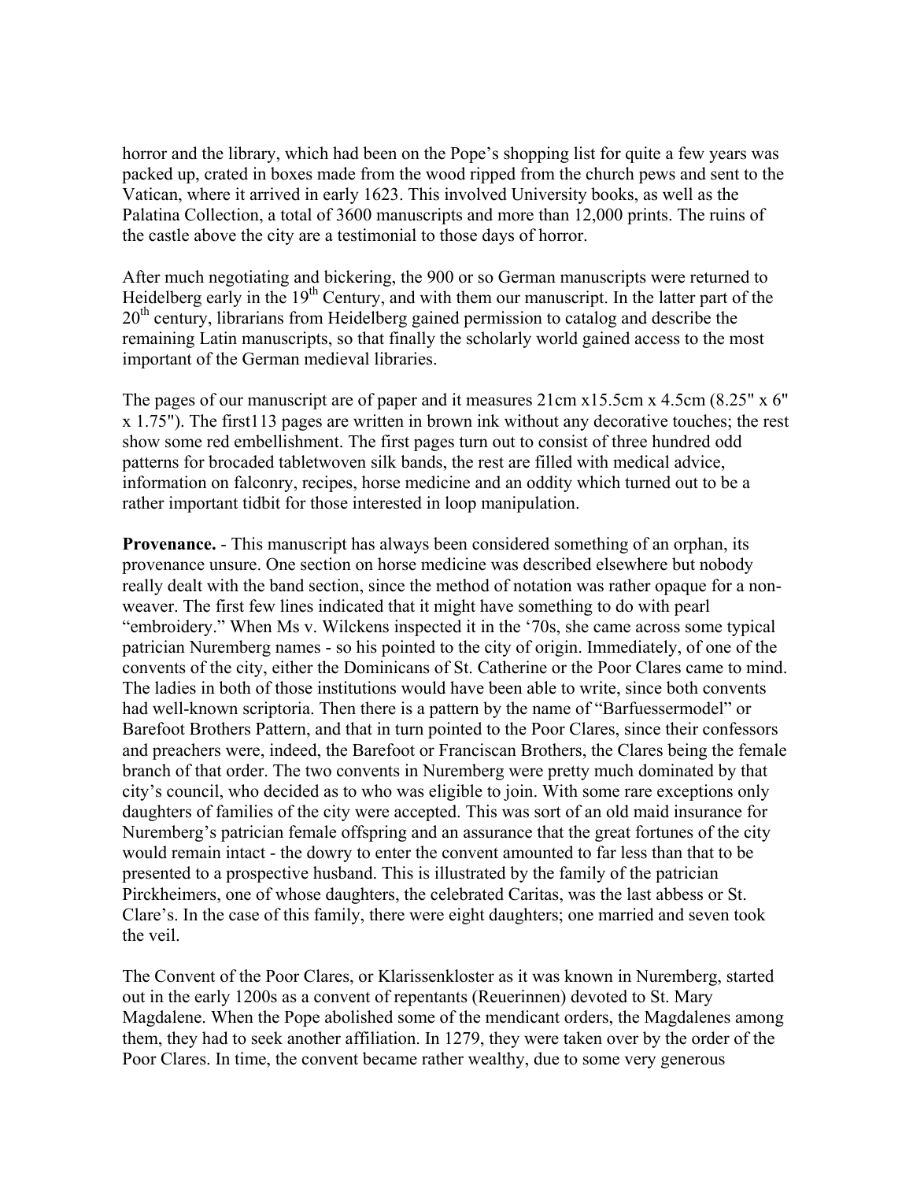horror and the library, which had been on the Pope's shopping list for quite a few years was packed up, crated in boxes made from the wood ripped from the church pews and sent to the Vatican, where it arrived in early 1623. This involved University books, as well as the Palatina Collection, a total of 3600 manuscripts and more than 12,000 prints. The ruins of the castle above the city are a testimonial to those days of horror.

After much negotiating and bickering, the 900 or so German manuscripts were returned to Heidelberg early in the 19th Century, and with them our manuscript. In the latter part of the 20th century, librarians from Heidelberg gained permission to catalog and describe the remaining Latin manuscripts, so that finally the scholarly world gained access to the most important of the German medieval libraries.

The pages of our manuscript are of paper and it measures 21cm x15.5cm x 4.5cm (8.25" x 6" x 1.75"). The first113 pages are written in brown ink without any decorative touches; the rest show some red embellishment. The first pages turn out to consist of three hundred odd patterns for brocaded tabletwoven silk bands, the rest are filled with medical advice, information on falconry, recipes, horse medicine and an oddity which turned out to be a rather important tidbit for those interested in loop manipulation.

**Provenance.** - This manuscript has always been considered something of an orphan, its provenance unsure. One section on horse medicine was described elsewhere but nobody really dealt with the band section, since the method of notation was rather opaque for a non-weaver. The first few lines indicated that it might have something to do with pearl "embroidery." When Ms v. Wilckens inspected it in the '70s, she came across some typical patrician Nuremberg names - so his pointed to the city of origin. Immediately, of one of the convents of the city, either the Dominicans of St. Catherine or the Poor Clares came to mind. The ladies in both of those institutions would have been able to write, since both convents had well-known scriptoria. Then there is a pattern by the name of "Barfuessermodel" or Barefoot Brothers Pattern, and that in turn pointed to the Poor Clares, since their confessors and preachers were, indeed, the Barefoot or Franciscan Brothers, the Clares being the female branch of that order. The two convents in Nuremberg were pretty much dominated by that city's council, who decided as to who was eligible to join. With some rare exceptions only daughters of families of the city were accepted. This was sort of an old maid insurance for Nuremberg's patrician female offspring and an assurance that the great fortunes of the city would remain intact - the dowry to enter the convent amounted to far less than that to be presented to a prospective husband. This is illustrated by the family of the patrician Pirckheimers, one of whose daughters, the celebrated Caritas, was the last abbess or St. Clare's. In the case of this family, there were eight daughters; one married and seven took the veil.

The Convent of the Poor Clares, or Klarissenkloster as it was known in Nuremberg, started out in the early 1200s as a convent of repentants (Reuerinnen) devoted to St. Mary Magdalene. When the Pope abolished some of the mendicant orders, the Magdalenes among them, they had to seek another affiliation. In 1279, they were taken over by the order of the Poor Clares. In time, the convent became rather wealthy, due to some very generous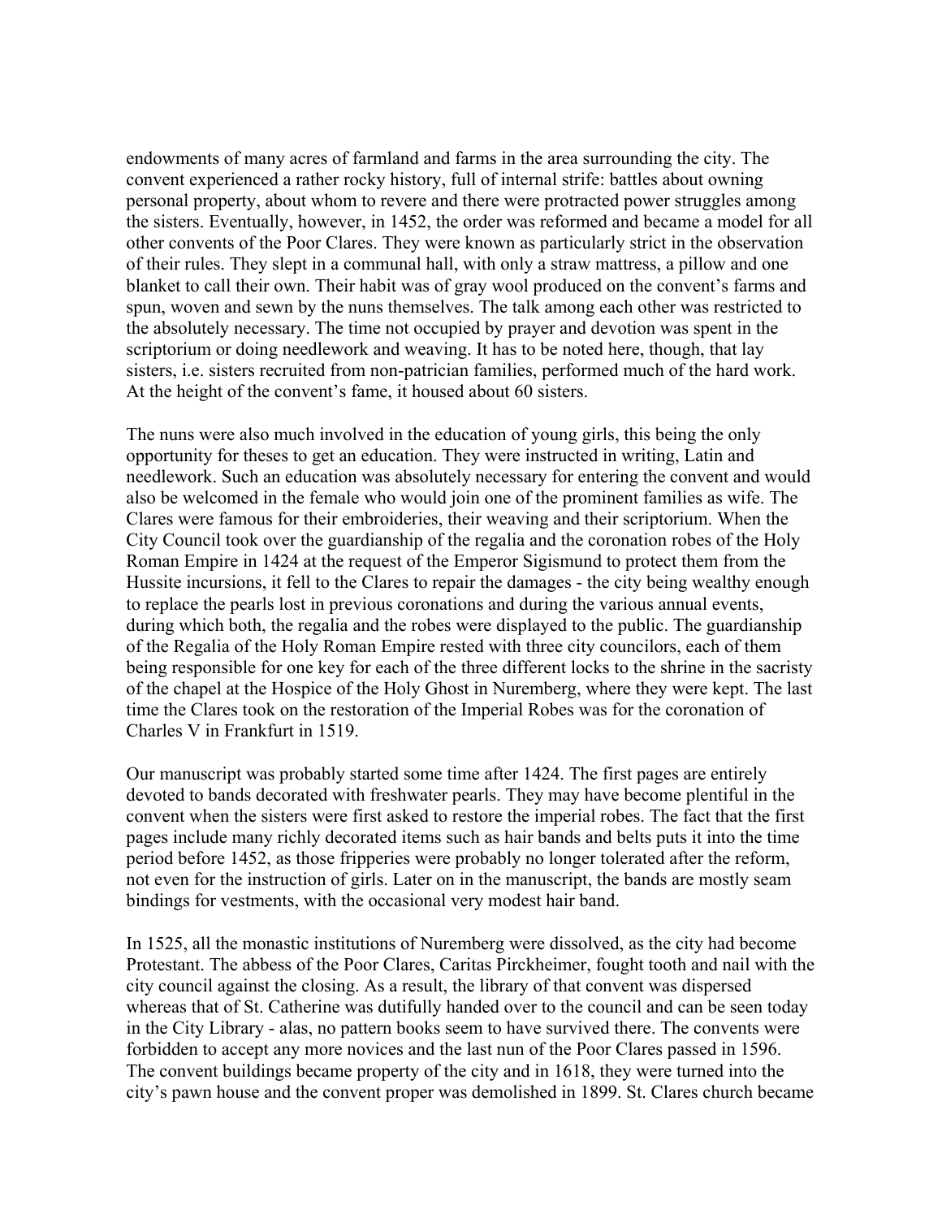endowments of many acres of farmland and farms in the area surrounding the city. The convent experienced a rather rocky history, full of internal strife: battles about owning personal property, about whom to revere and there were protracted power struggles among the sisters. Eventually, however, in 1452, the order was reformed and became a model for all other convents of the Poor Clares. They were known as particularly strict in the observation of their rules. They slept in a communal hall, with only a straw mattress, a pillow and one blanket to call their own. Their habit was of gray wool produced on the convent's farms and spun, woven and sewn by the nuns themselves. The talk among each other was restricted to the absolutely necessary. The time not occupied by prayer and devotion was spent in the scriptorium or doing needlework and weaving. It has to be noted here, though, that lay sisters, i.e. sisters recruited from non-patrician families, performed much of the hard work. At the height of the convent's fame, it housed about 60 sisters.

The nuns were also much involved in the education of young girls, this being the only opportunity for theses to get an education. They were instructed in writing, Latin and needlework. Such an education was absolutely necessary for entering the convent and would also be welcomed in the female who would join one of the prominent families as wife. The Clares were famous for their embroideries, their weaving and their scriptorium. When the City Council took over the guardianship of the regalia and the coronation robes of the Holy Roman Empire in 1424 at the request of the Emperor Sigismund to protect them from the Hussite incursions, it fell to the Clares to repair the damages - the city being wealthy enough to replace the pearls lost in previous coronations and during the various annual events, during which both, the regalia and the robes were displayed to the public. The guardianship of the Regalia of the Holy Roman Empire rested with three city councilors, each of them being responsible for one key for each of the three different locks to the shrine in the sacristy of the chapel at the Hospice of the Holy Ghost in Nuremberg, where they were kept. The last time the Clares took on the restoration of the Imperial Robes was for the coronation of Charles V in Frankfurt in 1519.

Our manuscript was probably started some time after 1424. The first pages are entirely devoted to bands decorated with freshwater pearls. They may have become plentiful in the convent when the sisters were first asked to restore the imperial robes. The fact that the first pages include many richly decorated items such as hair bands and belts puts it into the time period before 1452, as those fripperies were probably no longer tolerated after the reform, not even for the instruction of girls. Later on in the manuscript, the bands are mostly seam bindings for vestments, with the occasional very modest hair band.

In 1525, all the monastic institutions of Nuremberg were dissolved, as the city had become Protestant. The abbess of the Poor Clares, Caritas Pirckheimer, fought tooth and nail with the city council against the closing. As a result, the library of that convent was dispersed whereas that of St. Catherine was dutifully handed over to the council and can be seen today in the City Library - alas, no pattern books seem to have survived there. The convents were forbidden to accept any more novices and the last nun of the Poor Clares passed in 1596. The convent buildings became property of the city and in 1618, they were turned into the city's pawn house and the convent proper was demolished in 1899. St. Clares church became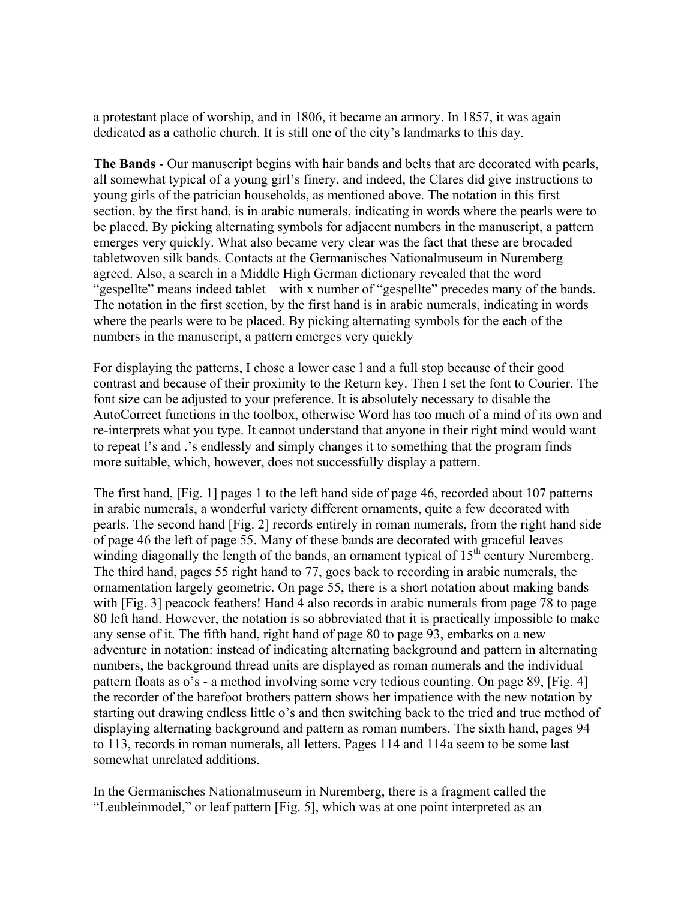a protestant place of worship, and in 1806, it became an armory. In 1857, it was again dedicated as a catholic church. It is still one of the city's landmarks to this day.

**The Bands** - Our manuscript begins with hair bands and belts that are decorated with pearls, all somewhat typical of a young girl's finery, and indeed, the Clares did give instructions to young girls of the patrician households, as mentioned above. The notation in this first section, by the first hand, is in arabic numerals, indicating in words where the pearls were to be placed. By picking alternating symbols for adjacent numbers in the manuscript, a pattern emerges very quickly. What also became very clear was the fact that these are brocaded tabletwoven silk bands. Contacts at the Germanisches Nationalmuseum in Nuremberg agreed. Also, a search in a Middle High German dictionary revealed that the word "gespellte" means indeed tablet – with x number of "gespellte" precedes many of the bands. The notation in the first section, by the first hand is in arabic numerals, indicating in words where the pearls were to be placed. By picking alternating symbols for the each of the numbers in the manuscript, a pattern emerges very quickly

For displaying the patterns, I chose a lower case l and a full stop because of their good contrast and because of their proximity to the Return key. Then I set the font to Courier. The font size can be adjusted to your preference. It is absolutely necessary to disable the AutoCorrect functions in the toolbox, otherwise Word has too much of a mind of its own and re-interprets what you type. It cannot understand that anyone in their right mind would want to repeat l's and .'s endlessly and simply changes it to something that the program finds more suitable, which, however, does not successfully display a pattern.

The first hand, [Fig. 1] pages 1 to the left hand side of page 46, recorded about 107 patterns in arabic numerals, a wonderful variety different ornaments, quite a few decorated with pearls. The second hand [Fig. 2] records entirely in roman numerals, from the right hand side of page 46 the left of page 55. Many of these bands are decorated with graceful leaves winding diagonally the length of the bands, an ornament typical of 15th century Nuremberg. The third hand, pages 55 right hand to 77, goes back to recording in arabic numerals, the ornamentation largely geometric. On page 55, there is a short notation about making bands with [Fig. 3] peacock feathers! Hand 4 also records in arabic numerals from page 78 to page 80 left hand. However, the notation is so abbreviated that it is practically impossible to make any sense of it. The fifth hand, right hand of page 80 to page 93, embarks on a new adventure in notation: instead of indicating alternating background and pattern in alternating numbers, the background thread units are displayed as roman numerals and the individual pattern floats as o's - a method involving some very tedious counting. On page 89, [Fig. 4] the recorder of the barefoot brothers pattern shows her impatience with the new notation by starting out drawing endless little o's and then switching back to the tried and true method of displaying alternating background and pattern as roman numbers. The sixth hand, pages 94 to 113, records in roman numerals, all letters. Pages 114 and 114a seem to be some last somewhat unrelated additions.

In the Germanisches Nationalmuseum in Nuremberg, there is a fragment called the "Leubleinmodel," or leaf pattern [Fig. 5], which was at one point interpreted as an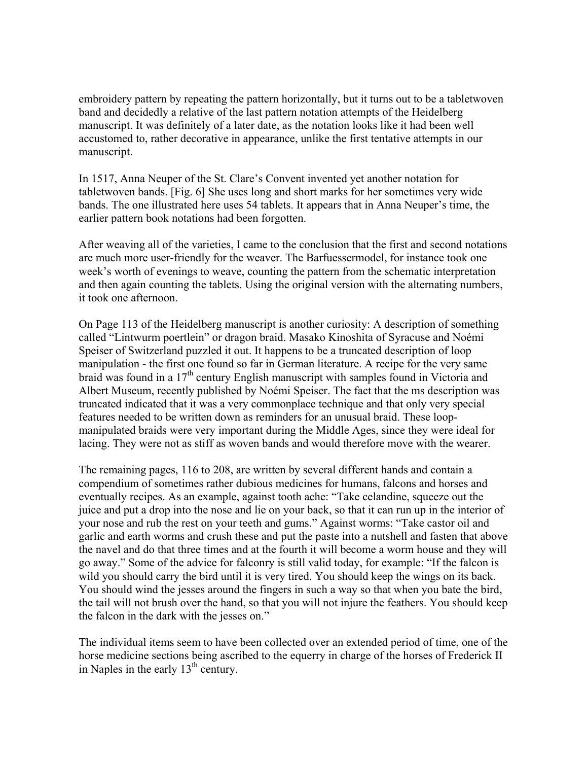embroidery pattern by repeating the pattern horizontally, but it turns out to be a tabletwoven band and decidedly a relative of the last pattern notation attempts of the Heidelberg manuscript. It was definitely of a later date, as the notation looks like it had been well accustomed to, rather decorative in appearance, unlike the first tentative attempts in our manuscript.

In 1517, Anna Neuper of the St. Clare's Convent invented yet another notation for tabletwoven bands. [Fig. 6] She uses long and short marks for her sometimes very wide bands. The one illustrated here uses 54 tablets. It appears that in Anna Neuper's time, the earlier pattern book notations had been forgotten.

After weaving all of the varieties, I came to the conclusion that the first and second notations are much more user-friendly for the weaver. The Barfuessermodel, for instance took one week's worth of evenings to weave, counting the pattern from the schematic interpretation and then again counting the tablets. Using the original version with the alternating numbers, it took one afternoon.

On Page 113 of the Heidelberg manuscript is another curiosity: A description of something called "Lintwurm poertlein" or dragon braid. Masako Kinoshita of Syracuse and Noémi Speiser of Switzerland puzzled it out. It happens to be a truncated description of loop manipulation - the first one found so far in German literature. A recipe for the very same braid was found in a 17th century English manuscript with samples found in Victoria and Albert Museum, recently published by Noémi Speiser. The fact that the ms description was truncated indicated that it was a very commonplace technique and that only very special features needed to be written down as reminders for an unusual braid. These loop-manipulated braids were very important during the Middle Ages, since they were ideal for lacing. They were not as stiff as woven bands and would therefore move with the wearer.

The remaining pages, 116 to 208, are written by several different hands and contain a compendium of sometimes rather dubious medicines for humans, falcons and horses and eventually recipes. As an example, against tooth ache: "Take celandine, squeeze out the juice and put a drop into the nose and lie on your back, so that it can run up in the interior of your nose and rub the rest on your teeth and gums." Against worms: "Take castor oil and garlic and earth worms and crush these and put the paste into a nutshell and fasten that above the navel and do that three times and at the fourth it will become a worm house and they will go away." Some of the advice for falconry is still valid today, for example: "If the falcon is wild you should carry the bird until it is very tired. You should keep the wings on its back. You should wind the jesses around the fingers in such a way so that when you bate the bird, the tail will not brush over the hand, so that you will not injure the feathers. You should keep the falcon in the dark with the jesses on."

The individual items seem to have been collected over an extended period of time, one of the horse medicine sections being ascribed to the equerry in charge of the horses of Frederick II in Naples in the early 13th century.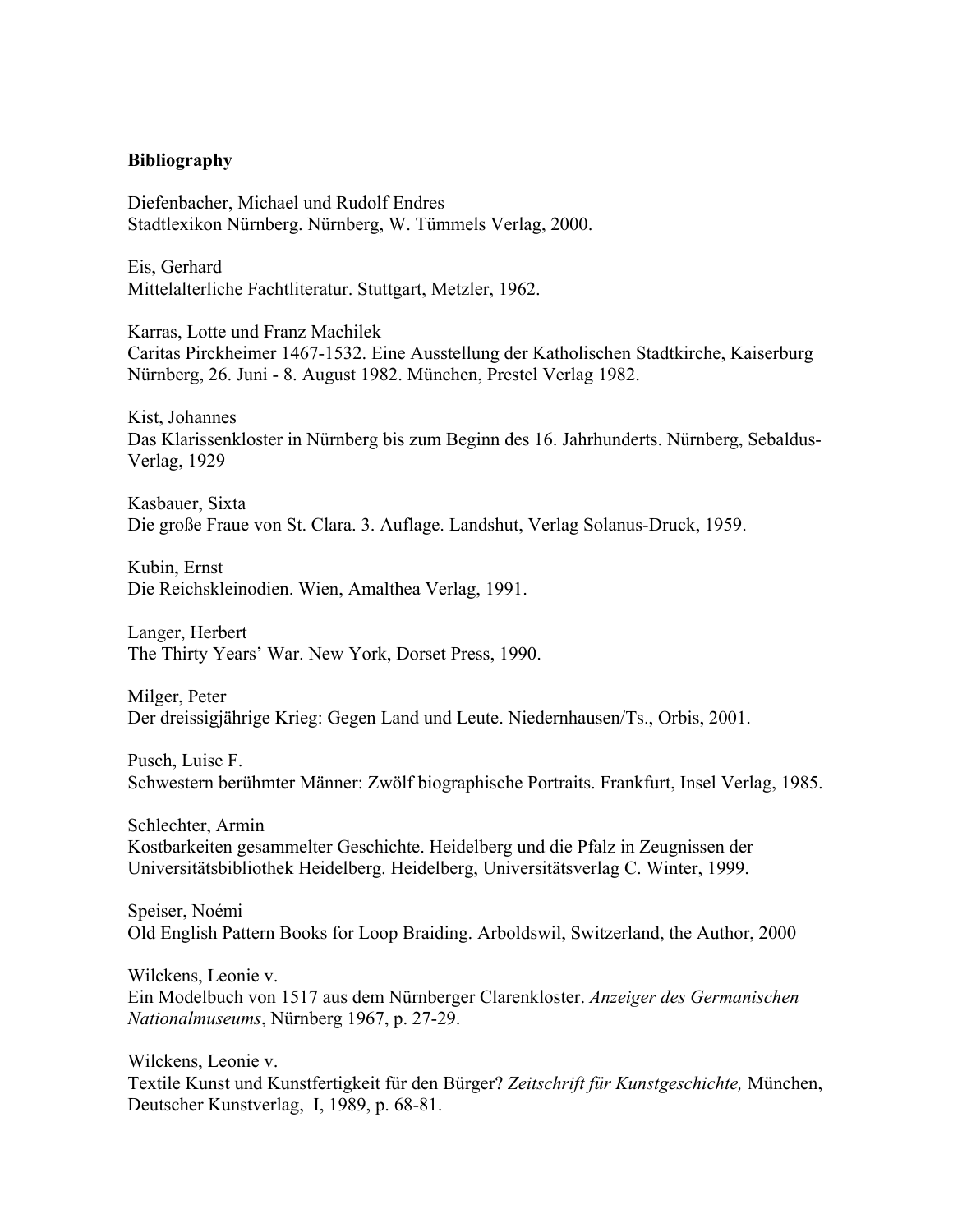**Bibliography**

Diefenbacher, Michael und Rudolf Endres
Stadtlexikon Nürnberg. Nürnberg, W. Tümmels Verlag, 2000.

Eis, Gerhard
Mittelalterliche Fachtliteratur. Stuttgart, Metzler, 1962.

Karras, Lotte und Franz Machilek
Caritas Pirckheimer 1467-1532. Eine Ausstellung der Katholischen Stadtkirche, Kaiserburg Nürnberg, 26. Juni - 8. August 1982. München, Prestel Verlag 1982.

Kist, Johannes
Das Klarissenkloster in Nürnberg bis zum Beginn des 16. Jahrhunderts. Nürnberg, Sebaldus-Verlag, 1929

Kasbauer, Sixta
Die große Fraue von St. Clara. 3. Auflage. Landshut, Verlag Solanus-Druck, 1959.

Kubin, Ernst
Die Reichskleinodien. Wien, Amalthea Verlag, 1991.

Langer, Herbert
The Thirty Years' War. New York, Dorset Press, 1990.

Milger, Peter
Der dreissigjährige Krieg: Gegen Land und Leute. Niedernhausen/Ts., Orbis, 2001.

Pusch, Luise F.
Schwestern berühmter Männer: Zwölf biographische Portraits. Frankfurt, Insel Verlag, 1985.

Schlechter, Armin
Kostbarkeiten gesammelter Geschichte. Heidelberg und die Pfalz in Zeugnissen der Universitätsbibliothek Heidelberg. Heidelberg, Universitätsverlag C. Winter, 1999.

Speiser, Noémi
Old English Pattern Books for Loop Braiding. Arboldswil, Switzerland, the Author, 2000

Wilckens, Leonie v.
Ein Modelbuch von 1517 aus dem Nürnberger Clarenkloster. *Anzeiger des Germanischen Nationalmuseums*, Nürnberg 1967, p. 27-29.

Wilckens, Leonie v.
Textile Kunst und Kunstfertigkeit für den Bürger? *Zeitschrift für Kunstgeschichte,* München, Deutscher Kunstverlag, I, 1989, p. 68-81.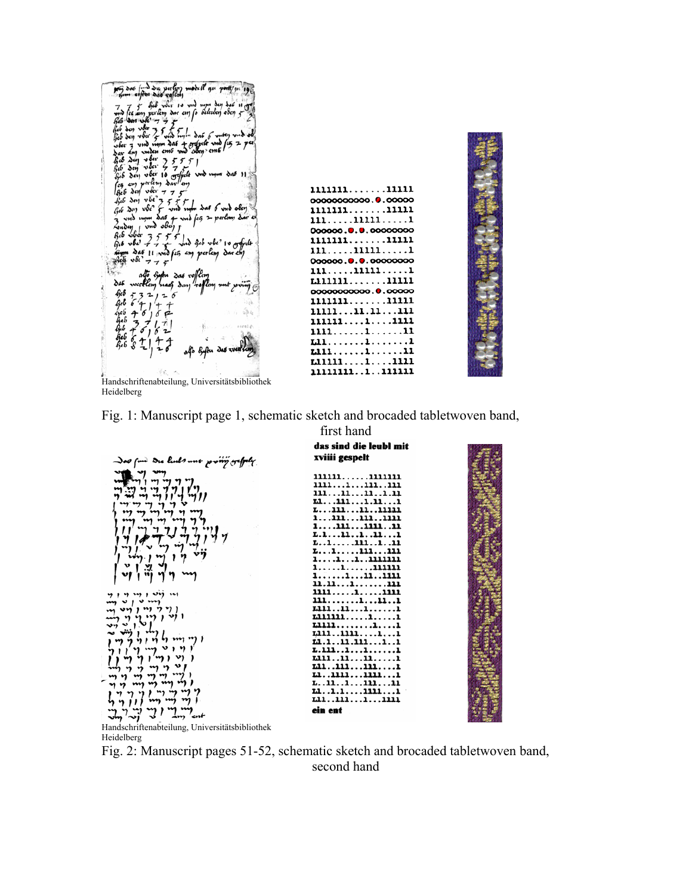Handschriftenabteilung, Universitätsbibliothek Heidelberg

Fig. 1: Manuscript page 1, schematic sketch and brocaded tabletwoven band, first hand

Handschriftenabteilung, Universitätsbibliothek Heidelberg

Fig. 2: Manuscript pages 51-52, schematic sketch and brocaded tabletwoven band, second hand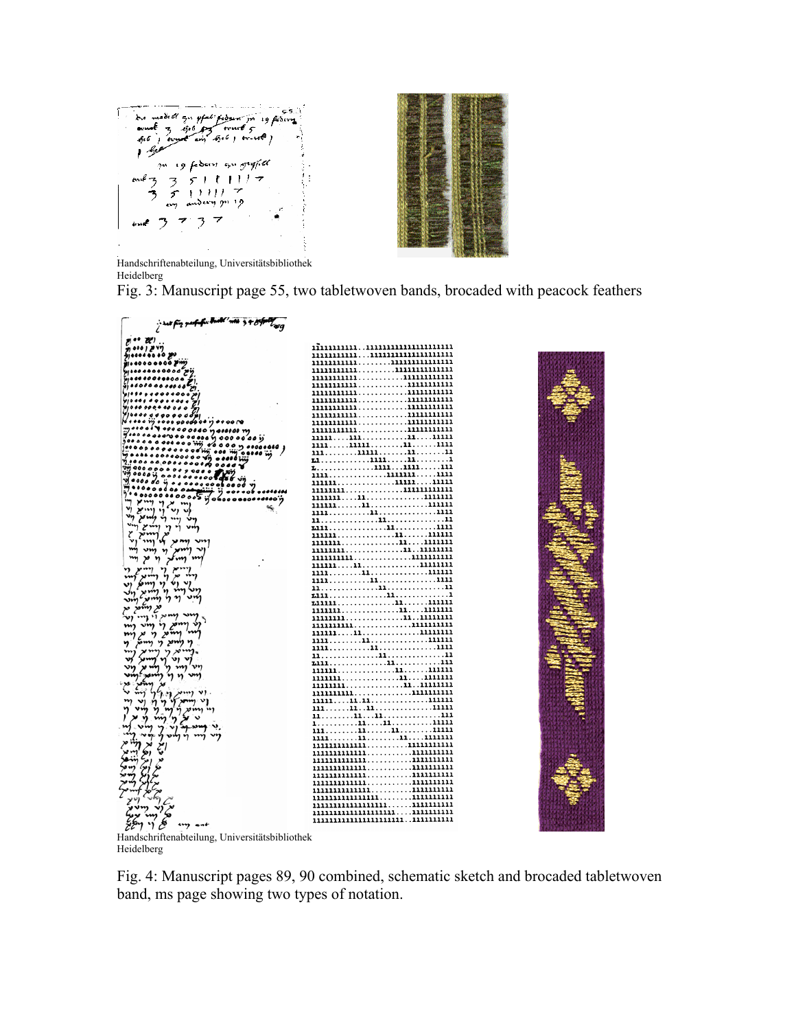Handschriftenabteilung, Universitätsbibliothek Heidelberg

Fig. 3: Manuscript page 55, two tabletwoven bands, brocaded with peacock feathers

Handschriftenabteilung, Universitätsbibliothek Heidelberg

Fig. 4: Manuscript pages 89, 90 combined, schematic sketch and brocaded tabletwoven band, ms page showing two types of notation.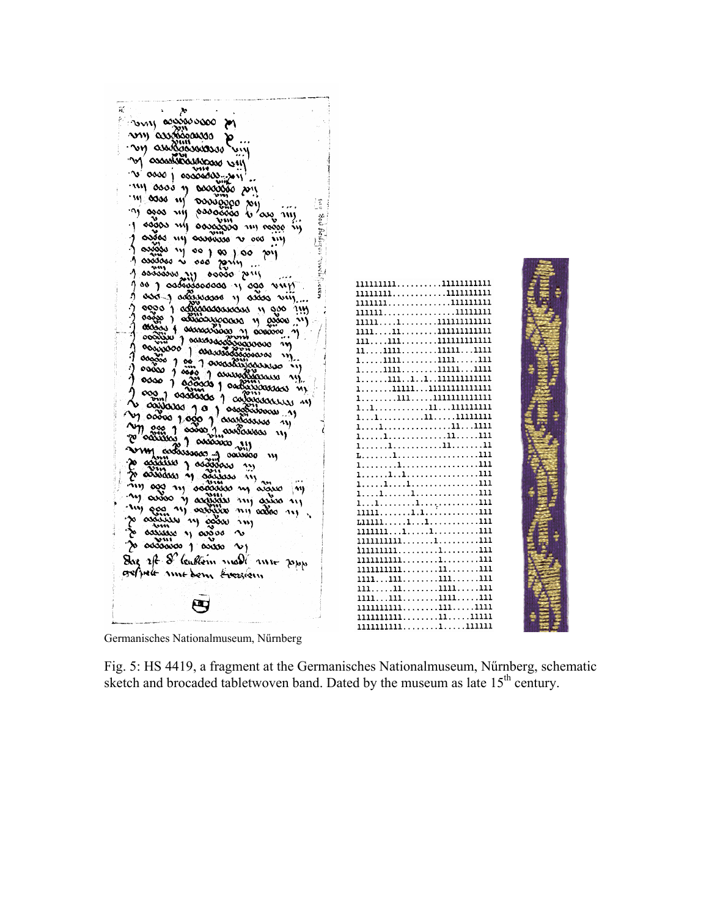Germanisches Nationalmuseum, Nűrnberg

```
111111111..........1111111111
11111111...........111111111
1111111.............11111111
111111................1111111
11111....1........11111111111
1111....11........11111111111
111....111........11111111111
11....1111........11111...1111
1.....1111........1111.....111
1.....1111........11111...1111
1......111..1..1..11111111111
1.......11111...1111111111111
1........111.....111111111111
1..1............11...11111111
1...1..........11.....1111111
1....1...............11...1111
1.....1.............11.....111
1......1...........11.......11
1.......1....................111
1........1..................111
1......1..1................111
1.....1....1...............111
1....1......1..............111
1...1........1.............111
11111........1.1............111
111111.....1...1...........111
1111111...1...1.........111
1111111111.......1.........111
111111111.........1........111
1111111111........1........111
1111111111........11.......111
1111...111........111......111
111.....11........1111.....111
1111...111........1111.....111
1111111111........111.....1111
1111111111........11.....11111
1111111111........1.....111111
```

Fig. 5: HS 4419, a fragment at the Germanisches Nationalmuseum, Nűrnberg, schematic sketch and brocaded tabletwoven band. Dated by the museum as late 15th century.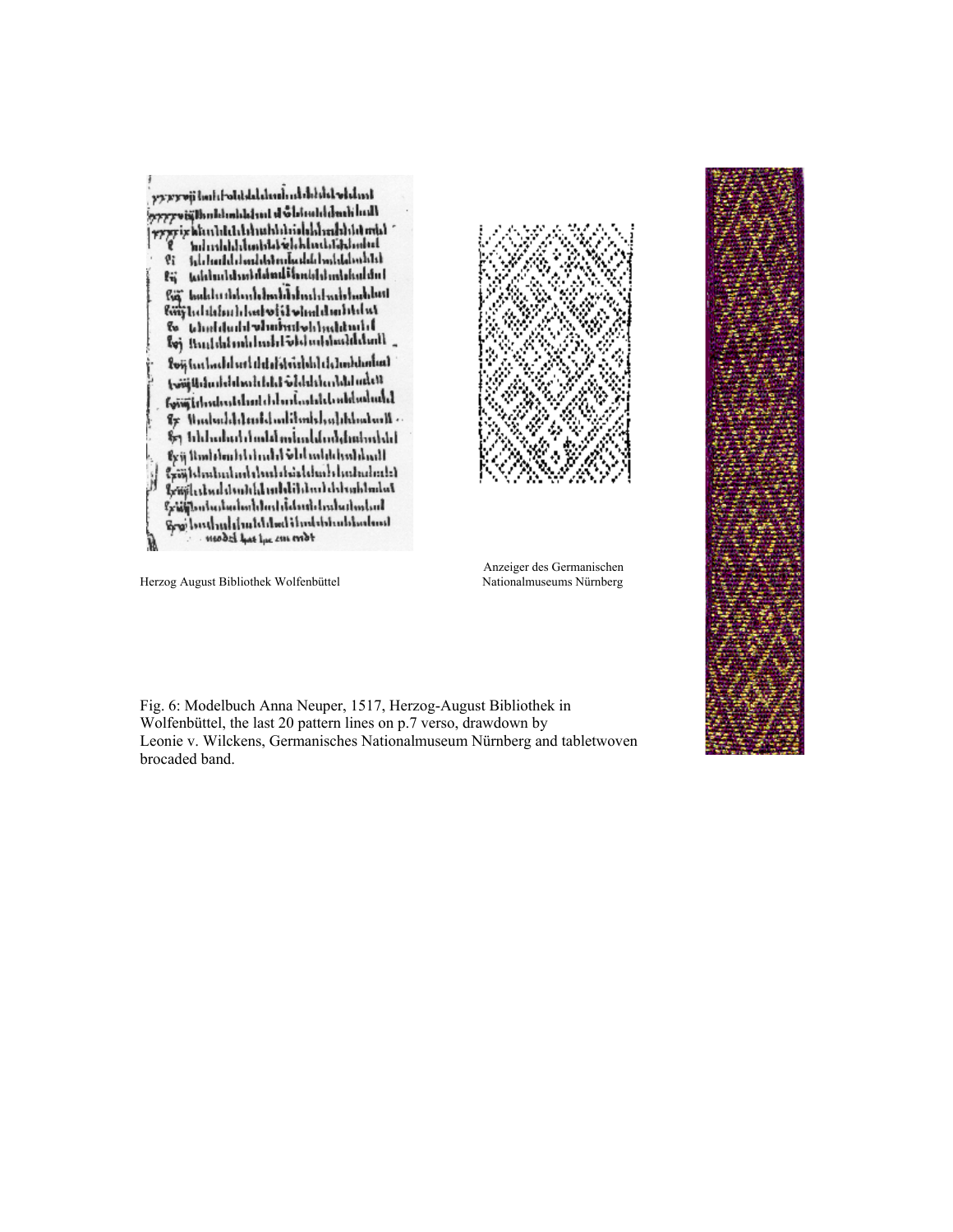Herzog August Bibliothek Wolfenbüttel

Anzeiger des Germanischen Nationalmuseums Nürnberg

Fig. 6: Modelbuch Anna Neuper, 1517, Herzog-August Bibliothek in Wolfenbüttel, the last 20 pattern lines on p.7 verso, drawdown by Leonie v. Wilckens, Germanisches Nationalmuseum Nürnberg and tabletwoven brocaded band.